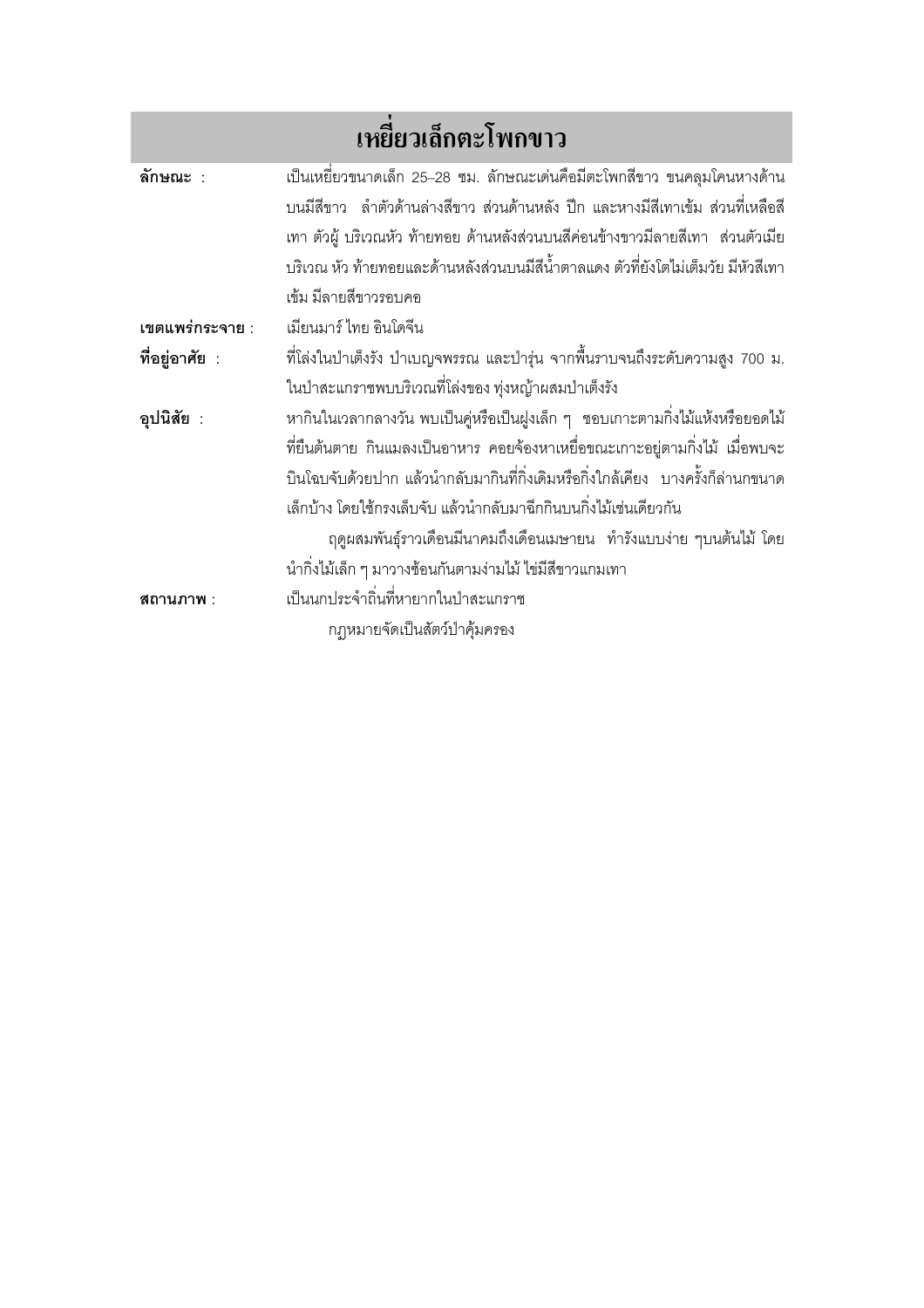# เหยี่ยวเล็กตะโพกขาว

**ลักษณะ** : เป็นเหยี่ยวขนาดเล็ก 25–28 ซม. ลักษณะเด่นคือมีตะโพกสีขาว ขนคลุมโคนหางด้านบนมีสีขาว ลำตัวด้านล่างสีขาว ส่วนด้านหลัง ปีก และหางมีสีเทาเข้ม ส่วนที่เหลือสีเทา ตัวผู้ บริเวณหัว ท้ายทอย ด้านหลังส่วนบนสีค่อนข้างขาวมีลายสีเทา ส่วนตัวเมีย บริเวณ หัว ท้ายทอยและด้านหลังส่วนบนมีสีน้ำตาลแดง ตัวที่ยังโตไม่เต็มวัย มีหัวสีเทาเข้ม มีลายสีขาวรอบคอ

**เขตแพร่กระจาย** : เมียนมาร์ ไทย อินโดจีน

**ที่อยู่อาศัย** : ที่โล่งในป่าเต็งรัง ป่าเบญจพรรณ และป่ารุ่น จากพื้นราบจนถึงระดับความสูง 700 ม. ในป่าสะแกราชพบบริเวณที่โล่งของ ทุ่งหญ้าผสมป่าเต็งรัง

**อุปนิสัย** : หากินในเวลากลางวัน พบเป็นคู่หรือเป็นฝูงเล็ก ๆ ชอบเกาะตามกิ่งไม้แห้งหรือยอดไม้ที่ยืนต้นตาย กินแมลงเป็นอาหาร คอยจ้องหาเหยื่อขณะเกาะอยู่ตามกิ่งไม้ เมื่อพบจะบินโฉบจับด้วยปาก แล้วนำกลับมากินที่กิ่งเดิมหรือกิ่งใกล้เคียง บางครั้งก็ล่านกขนาดเล็กบ้าง โดยใช้กรงเล็บจับ แล้วนำกลับมาฉีกกินบนกิ่งไม้เช่นเดียวกัน

ฤดูผสมพันธุ์ราวเดือนมีนาคมถึงเดือนเมษายน ทำรังแบบง่าย ๆบนต้นไม้ โดยนำกิ่งไม้เล็ก ๆ มาวางซ้อนกันตามง่ามไม้ ไข่มีสีขาวแกมเทา

**สถานภาพ** : เป็นนกประจำถิ่นที่หายากในป่าสะแกราช

กฎหมายจัดเป็นสัตว์ป่าคุ้มครอง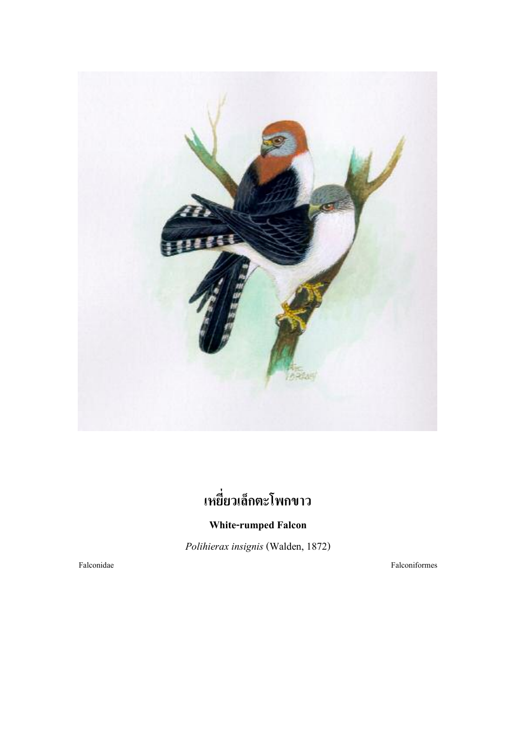# เหยี่ยวเล็กตะโพกขาว

**White-rumped Falcon**

*Polihierax insignis* (Walden, 1872)

Falconidae

Falconiformes